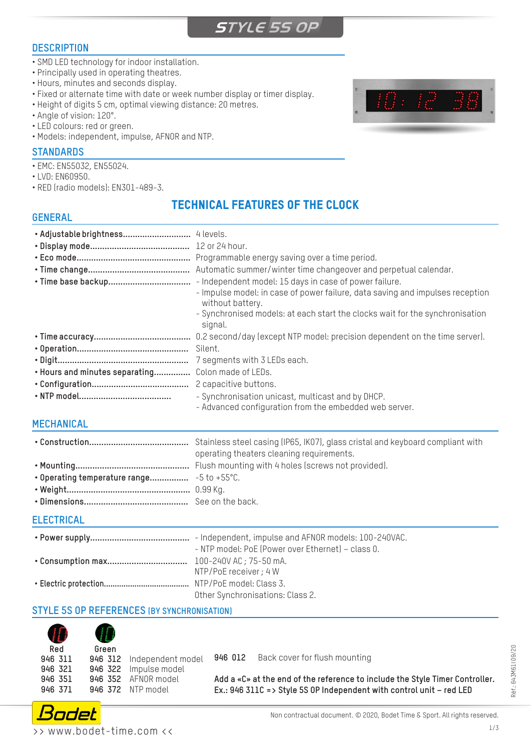# STYLE 5S OP

## DESCRIPTION

- SMD LED technology for indoor installation.
- Principally used in operating theatres.
- Hours, minutes and seconds display.
- Fixed or alternate time with date or week number display or timer display.
- Height of digits 5 cm, optimal viewing distance: 20 metres.
- Angle of vision: 120°.
- LED colours: red or green.
- Models: independent, impulse, AFNOR and NTP.

## STANDARDS

- EMC: EN55032, EN55024.
- LVD: EN60950.
- RED (radio models): EN301-489-3.

## TECHNICAL FEATURES OF THE CLOCK

### GENERAL

- **Adjustable brightness**: 4 levels.
- **Display mode**: 12 or 24 hour.
- **Eco mode**: Programmable energy saving over a time period.
- **Time change**: Automatic summer/winter time changeover and perpetual calendar.
- **Time base backup**:
  - Independent model: 15 days in case of power failure.
  - Impulse model: in case of power failure, data saving and impulses reception without battery.
  - Synchronised models: at each start the clocks wait for the synchronisation signal.
- **Time accuracy**: 0.2 second/day (except NTP model: precision dependent on the time server).
- **Operation**: Silent.
- **Digit**: 7 segments with 3 LEDs each.
- **Hours and minutes separating**: Colon made of LEDs.
- **Configuration**: 2 capacitive buttons.
- **NTP model**:
  - Synchronisation unicast, multicast and by DHCP.
  - Advanced configuration from the embedded web server.

### MECHANICAL

- **Construction**: Stainless steel casing (IP65, IK07), glass cristal and keyboard compliant with operating theaters cleaning requirements.
- **Mounting**: Flush mounting with 4 holes (screws not provided).
- **Operating temperature range**: -5 to +55°C.
- **Weight**: 0.99 Kg.
- **Dimensions**: See on the back.

### ELECTRICAL

- **Power supply**:
  - Independent, impulse and AFNOR models: 100-240VAC.
  - NTP model: PoE (Power over Ethernet) – class 0.
- **Consumption max**: 100-240V AC ; 75-50 mA.
  NTP/PoE receiver ; 4 W
- **Electric protection**: NTP/PoE model: Class 3.
  Other Synchronisations: Class 2.

### STYLE 5S OP REFERENCES (BY SYNCHRONISATION)

| Red | Green | |
|---|---|---|
| 946 311 | 946 312 | Independent model |
| 946 321 | 946 322 | Impulse model |
| 946 351 | 946 352 | AFNOR model |
| 946 371 | 946 372 | NTP model |

**946 012** Back cover for flush mounting

**Add a «C» at the end of the reference to include the Style Timer Controller.**
**Ex.: 946 311C => Style 5S OP Independent with control unit – red LED**

Réf.: 643M61 09/20

Non contractual document. © 2020, Bodet Time & Sport. All rights reserved.

>> www.bodet-time.com <<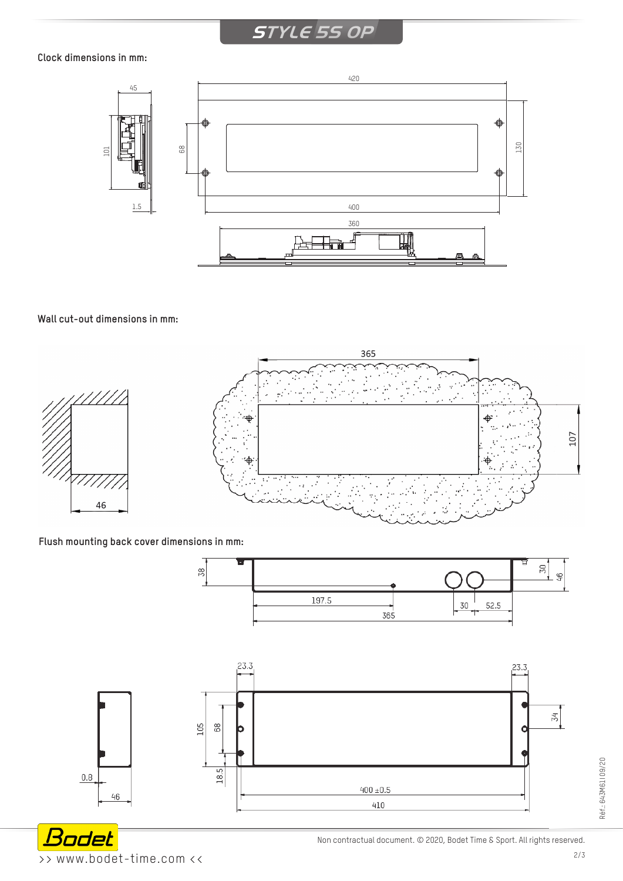## STYLE 5S OP

**Clock dimensions in mm:**

**Wall cut-out dimensions in mm:**

**Flush mounting back cover dimensions in mm:**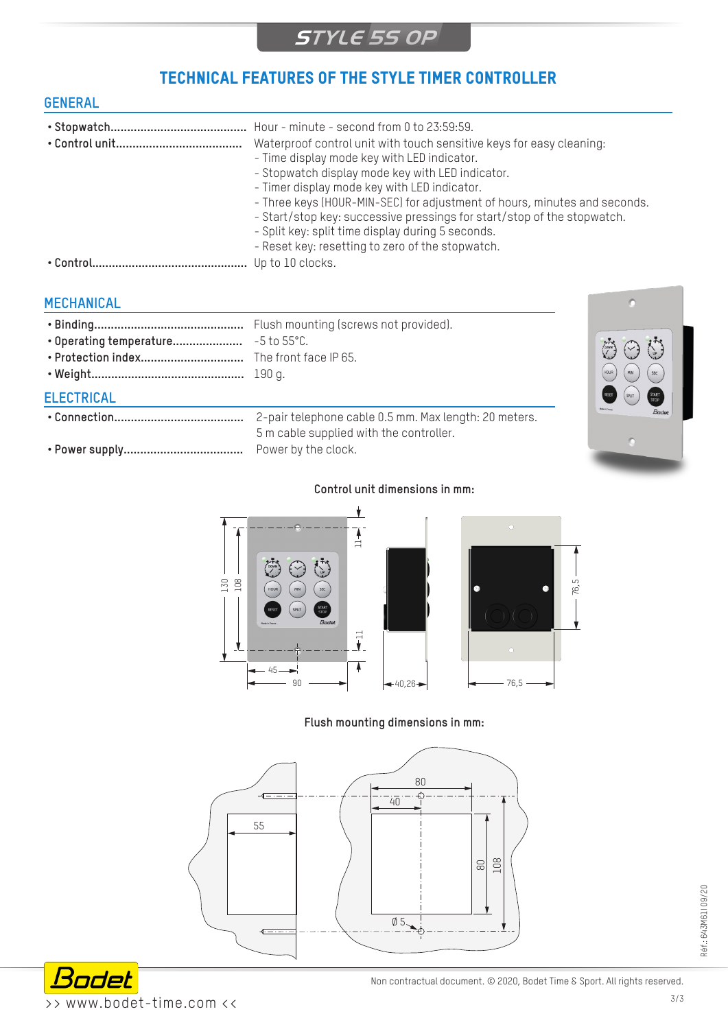# TECHNICAL FEATURES OF THE STYLE TIMER CONTROLLER

## GENERAL

- **Stopwatch**: Hour - minute - second from 0 to 23:59:59.
- **Control unit**: Waterproof control unit with touch sensitive keys for easy cleaning:
  - Time display mode key with LED indicator.
  - Stopwatch display mode key with LED indicator.
  - Timer display mode key with LED indicator.
  - Three keys (HOUR-MIN-SEC) for adjustment of hours, minutes and seconds.
  - Start/stop key: successive pressings for start/stop of the stopwatch.
  - Split key: split time display during 5 seconds.
  - Reset key: resetting to zero of the stopwatch.
- **Control**: Up to 10 clocks.

## MECHANICAL

- **Binding**: Flush mounting (screws not provided).
- **Operating temperature**: -5 to 55°C.
- **Protection index**: The front face IP 65.
- **Weight**: 190 g.

## ELECTRICAL

- **Connection**: 2-pair telephone cable 0.5 mm. Max length: 20 meters. 5 m cable supplied with the controller.
- **Power supply**: Power by the clock.

**Control unit dimensions in mm:**

130
108
11
11
45
90
40,26
76,5
76,5

**Flush mounting dimensions in mm:**

55
80
40
80
108
Ø 5

Réf.: 643M61 09/20

Non contractual document. © 2020, Bodet Time & Sport. All rights reserved.

>> www.bodet-time.com <<